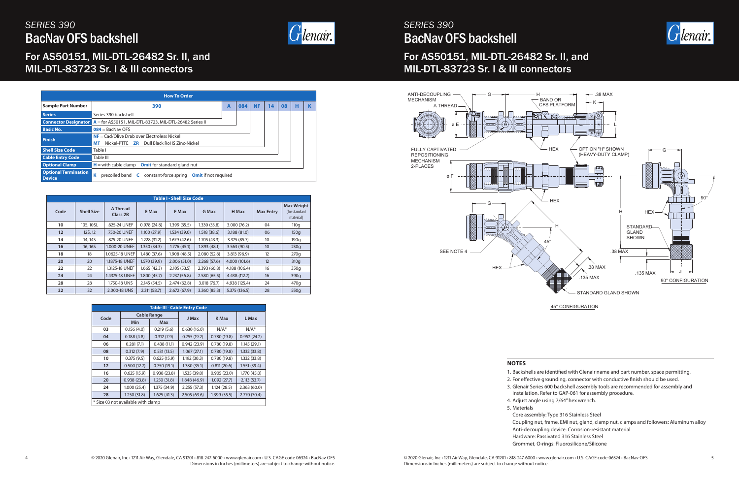# SERIES 390

## BacNav OFS backshell

### For AS50151, MIL-DTL-26482 Sr. II, and MIL-DTL-83723 Sr. I & III connectors

| How To Order | | | | | | | | |
|---|---|---|---|---|---|---|---|---|
| **Sample Part Number** | **390** | **A** | **084** | **NF** | **14** | **08** | **H** | **K** |
| **Series** | Series 390 backshell | | | | | | | |
| **Connector Designator** | **A** = for AS50151, MIL-DTL-83723, MIL-DTL-26482 Series II | | | | | | | |
| **Basic No.** | **084** = BacNav OFS | | | | | | | |
| **Finish** | **NF** = Cad/Olive Drab over Electroless Nickel<br>**MT** = Nickel-PTFE **ZR** = Dull Black RoHS Zinc-Nickel | | | | | | | |
| **Shell Size Code** | Table I | | | | | | | |
| **Cable Entry Code** | Table III | | | | | | | |
| **Optional Clamp** | **H** = with cable clamp **Omit** for standard gland nut | | | | | | | |
| **Optional Termination Device** | **K** = precoiled band **C** = constant-force spring **Omit** if not required | | | | | | | |

**Table I - Shell Size Code**

| Code | Shell Size | A Thread Class 2B | E Max | F Max | G Max | H Max | Max Entry | Max Weight (for standard material) |
|---|---|---|---|---|---|---|---|---|
| 10 | 10S, 10SL | .625-24 UNEF | 0.978 (24.8) | 1.399 (35.5) | 1.330 (33.8) | 3.000 (76.2) | 04 | 110g |
| 12 | 12S, 12 | .750-20 UNEF | 1.100 (27.9) | 1.534 (39.0) | 1.518 (38.6) | 3.188 (81.0) | 06 | 150g |
| 14 | 14, 14S | .875-20 UNEF | 1.228 (31.2) | 1.679 (42.6) | 1.705 (43.3) | 3.375 (85.7) | 10 | 190g |
| 16 | 16, 16S | 1.000-20 UNEF | 1.350 (34.3) | 1.776 (45.1) | 1.893 (48.1) | 3.563 (90.5) | 10 | 230g |
| 18 | 18 | 1.0625-18 UNEF | 1.480 (37.6) | 1.908 (48.5) | 2.080 (52.8) | 3.813 (96.9) | 12 | 270g |
| 20 | 20 | 1.1875-18 UNEF | 1.570 (39.9) | 2.006 (51.0) | 2.268 (57.6) | 4.000 (101.6) | 12 | 310g |
| 22 | 22 | 1.3125-18 UNEF | 1.665 (42.3) | 2.105 (53.5) | 2.393 (60.8) | 4.188 (106.4) | 16 | 350g |
| 24 | 24 | 1.4375-18 UNEF | 1.800 (45.7) | 2.237 (56.8) | 2.580 (65.5) | 4.438 (112.7) | 16 | 390g |
| 28 | 28 | 1.750-18 UNS | 2.145 (54.5) | 2.474 (62.8) | 3.018 (76.7) | 4.938 (125.4) | 24 | 470g |
| 32 | 32 | 2.000-18 UNS | 2.311 (58.7) | 2.672 (67.9) | 3.360 (85.3) | 5.375 (136.5) | 28 | 550g |

**Table III - Cable Entry Code**

| Code | Cable Range | | J Max | K Max | L Max |
|---|---|---|---|---|---|
| | Min | Max | | | |
| 03 | 0.156 (4.0) | 0.219 (5.6) | 0.630 (16.0) | N/A* | N/A* |
| 04 | 0.188 (4.8) | 0.312 (7.9) | 0.755 (19.2) | 0.780 (19.8) | 0.952 (24.2) |
| 06 | 0.281 (7.1) | 0.438 (11.1) | 0.942 (23.9) | 0.780 (19.8) | 1.145 (29.1) |
| 08 | 0.312 (7.9) | 0.531 (13.5) | 1.067 (27.1) | 0.780 (19.8) | 1.332 (33.8) |
| 10 | 0.375 (9.5) | 0.625 (15.9) | 1.192 (30.3) | 0.780 (19.8) | 1.332 (33.8) |
| 12 | 0.500 (12.7) | 0.750 (19.1) | 1.380 (35.1) | 0.811 (20.6) | 1.551 (39.4) |
| 16 | 0.625 (15.9) | 0.938 (23.8) | 1.535 (39.0) | 0.905 (23.0) | 1.770 (45.0) |
| 20 | 0.938 (23.8) | 1.250 (31.8) | 1.848 (46.9) | 1.092 (27.7) | 2.113 (53.7) |
| 24 | 1.000 (25.4) | 1.375 (34.9) | 2.255 (57.3) | 1.124 (28.5) | 2.363 (60.0) |
| 28 | 1.250 (31.8) | 1.625 (41.3) | 2.505 (63.6) | 1.399 (35.5) | 2.770 (70.4) |

* Size 03 not available with clamp

ANTI-DECOUPLING MECHANISM — A THREAD — ø E — G — H — BAND OR CFS PLATFORM — .38 MAX — K — L — FULLY CAPTIVATED REPOSITIONING MECHANISM 2-PLACES — ø F — HEX — OPTION "H" SHOWN (HEAVY-DUTY CLAMP) — SEE NOTE 4 — 45° — .38 MAX — .135 MAX — STANDARD GLAND SHOWN — 90° — STANDARD GLAND SHOWN — J — 90° CONFIGURATION

45° CONFIGURATION

### NOTES

1. Backshells are identified with Glenair name and part number, space permitting.
2. For effective grounding, connector with conductive finish should be used.
3. Glenair Series 600 backshell assembly tools are recommended for assembly and installation. Refer to GAP-061 for assembly procedure.
4. Adjust angle using 7/64" hex wrench.
5. Materials
   Core assembly: Type 316 Stainless Steel
   Coupling nut, frame, EMI nut, gland, clamp nut, clamps and followers: Aluminum alloy
   Anti-decoupling device: Corrosion-resistant material
   Hardware: Passivated 316 Stainless Steel
   Grommet, O-rings: Fluorosilicone/Silicone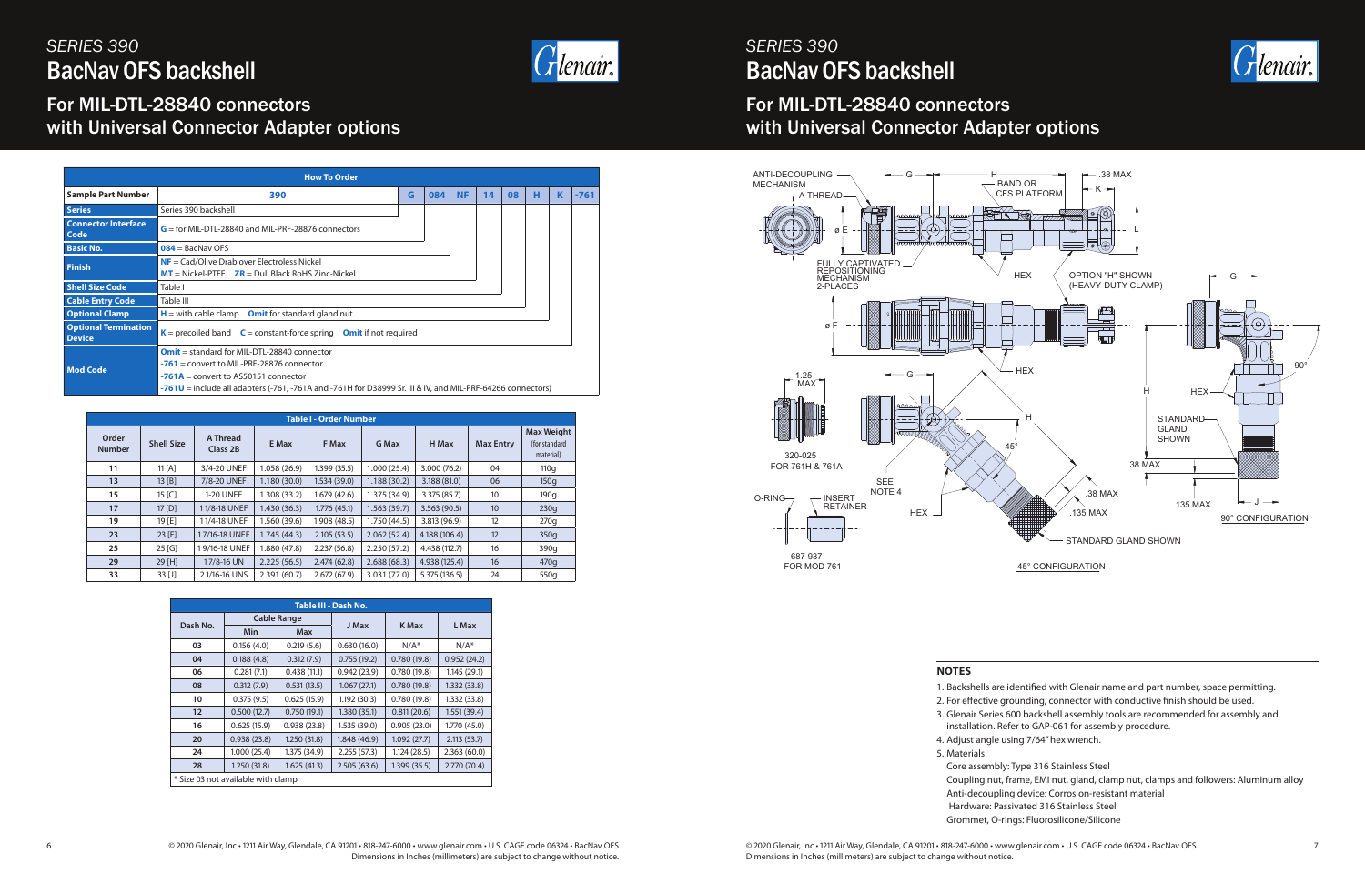# SERIES 390

## BacNav OFS backshell

### For MIL-DTL-28840 connectors with Universal Connector Adapter options

| How To Order | | | | | | | | | | |
|---|---|---|---|---|---|---|---|---|---|---|
| **Sample Part Number** | **390** | **G** | **084** | **NF** | **14** | **08** | **H** | **K** | **-761** |
| **Series** | Series 390 backshell | | | | | | | | | |
| **Connector Interface Code** | G = for MIL-DTL-28840 and MIL-PRF-28876 connectors | | | | | | | | | |
| **Basic No.** | 084 = BacNav OFS | | | | | | | | | |
| **Finish** | NF = Cad/Olive Drab over Electroless Nickel<br>MT = Nickel-PTFE ZR = Dull Black RoHS Zinc-Nickel | | | | | | | | | |
| **Shell Size Code** | Table I | | | | | | | | | |
| **Cable Entry Code** | Table III | | | | | | | | | |
| **Optional Clamp** | H = with cable clamp **Omit** for standard gland nut | | | | | | | | | |
| **Optional Termination Device** | K = precoiled band C = constant-force spring **Omit** if not required | | | | | | | | | |
| **Mod Code** | **Omit** = standard for MIL-DTL-28840 connector<br>-761 = convert to MIL-PRF-28876 connector<br>-761A = convert to AS50151 connector<br>-761U = include all adapters (-761, -761A and -761H for D38999 Sr. III & IV, and MIL-PRF-64266 connectors) | | | | | | | | | |

| Table I - Order Number | | | | | | | | |
|---|---|---|---|---|---|---|---|---|
| Order Number | Shell Size | A Thread Class 2B | E Max | F Max | G Max | H Max | Max Entry | Max Weight (for standard material) |
| 11 | 11 [A] | 3/4-20 UNEF | 1.058 (26.9) | 1.399 (35.5) | 1.000 (25.4) | 3.000 (76.2) | 04 | 110g |
| 13 | 13 [B] | 7/8-20 UNEF | 1.180 (30.0) | 1.534 (39.0) | 1.188 (30.2) | 3.188 (81.0) | 06 | 150g |
| 15 | 15 [C] | 1-20 UNEF | 1.308 (33.2) | 1.679 (42.6) | 1.375 (34.9) | 3.375 (85.7) | 10 | 190g |
| 17 | 17 [D] | 1 1/8-18 UNEF | 1.430 (36.3) | 1.776 (45.1) | 1.563 (39.7) | 3.563 (90.5) | 10 | 230g |
| 19 | 19 [E] | 1 1/4-18 UNEF | 1.560 (39.6) | 1.908 (48.5) | 1.750 (44.5) | 3.813 (96.9) | 12 | 270g |
| 23 | 23 [F] | 1 7/16-18 UNEF | 1.745 (44.3) | 2.105 (53.5) | 2.062 (52.4) | 4.188 (106.4) | 12 | 350g |
| 25 | 25 [G] | 1 9/16-18 UNEF | 1.880 (47.8) | 2.237 (56.8) | 2.250 (57.2) | 4.438 (112.7) | 16 | 390g |
| 29 | 29 [H] | 1 7/8-16 UN | 2.225 (56.5) | 2.474 (62.8) | 2.688 (68.3) | 4.938 (125.4) | 16 | 470g |
| 33 | 33 [J] | 2 1/16-16 UNS | 2.391 (60.7) | 2.672 (67.9) | 3.031 (77.0) | 5.375 (136.5) | 24 | 550g |

| Table III - Dash No. | | | | | |
|---|---|---|---|---|---|
| Dash No. | Cable Range | | J Max | K Max | L Max |
| | Min | Max | | | |
| 03 | 0.156 (4.0) | 0.219 (5.6) | 0.630 (16.0) | N/A* | N/A* |
| 04 | 0.188 (4.8) | 0.312 (7.9) | 0.755 (19.2) | 0.780 (19.8) | 0.952 (24.2) |
| 06 | 0.281 (7.1) | 0.438 (11.1) | 0.942 (23.9) | 0.780 (19.8) | 1.145 (29.1) |
| 08 | 0.312 (7.9) | 0.531 (13.5) | 1.067 (27.1) | 0.780 (19.8) | 1.332 (33.8) |
| 10 | 0.375 (9.5) | 0.625 (15.9) | 1.192 (30.3) | 0.780 (19.8) | 1.332 (33.8) |
| 12 | 0.500 (12.7) | 0.750 (19.1) | 1.380 (35.1) | 0.811 (20.6) | 1.551 (39.4) |
| 16 | 0.625 (15.9) | 0.938 (23.8) | 1.535 (39.0) | 0.905 (23.0) | 1.770 (45.0) |
| 20 | 0.938 (23.8) | 1.250 (31.8) | 1.848 (46.9) | 1.092 (27.7) | 2.113 (53.7) |
| 24 | 1.000 (25.4) | 1.375 (34.9) | 2.255 (57.3) | 1.124 (28.5) | 2.363 (60.0) |
| 28 | 1.250 (31.8) | 1.625 (41.3) | 2.505 (63.6) | 1.399 (35.5) | 2.770 (70.4) |

\* Size 03 not available with clamp

ANTI-DECOUPLING MECHANISM — G — H — BAND OR CFS PLATFORM — .38 MAX — K — A THREAD — ø E — L — FULLY CAPTIVATED REPOSITIONING MECHANISM 2-PLACES — HEX — OPTION "H" SHOWN (HEAVY-DUTY CLAMP) — ø F — 1.25 MAX — G — HEX — H — 45° — 320-025 FOR 761H & 761A — SEE NOTE 4 — O-RING — INSERT RETAINER — HEX — .38 MAX — .135 MAX — STANDARD GLAND SHOWN — 687-937 FOR MOD 761 — 45° CONFIGURATION — G — 90° — H — HEX — STANDARD GLAND SHOWN — .38 MAX — .135 MAX — J — 90° CONFIGURATION

### NOTES

1. Backshells are identified with Glenair name and part number, space permitting.
2. For effective grounding, connector with conductive finish should be used.
3. Glenair Series 600 backshell assembly tools are recommended for assembly and installation. Refer to GAP-061 for assembly procedure.
4. Adjust angle using 7/64" hex wrench.
5. Materials
   Core assembly: Type 316 Stainless Steel
   Coupling nut, frame, EMI nut, gland, clamp nut, clamps and followers: Aluminum alloy
   Anti-decoupling device: Corrosion-resistant material
   Hardware: Passivated 316 Stainless Steel
   Grommet, O-rings: Fluorosilicone/Silicone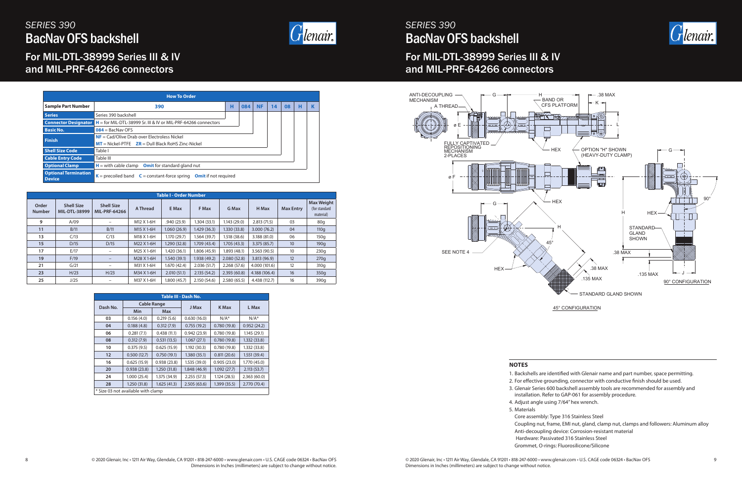# SERIES 390

## BacNav OFS backshell

### For MIL-DTL-38999 Series III & IV and MIL-PRF-64266 connectors

| How To Order | | | | | | | | |
|---|---|---|---|---|---|---|---|---|
| **Sample Part Number** | **390** | **H** | **084** | **NF** | **14** | **08** | **H** | **K** |
| **Series** | Series 390 backshell | | | | | | | |
| **Connector Designator** | **H** = for MIL-DTL-38999 Sr. III & IV or MIL-PRF-64266 connectors | | | | | | | |
| **Basic No.** | **084** = BacNav OFS | | | | | | | |
| **Finish** | **NF** = Cad/Olive Drab over Electroless Nickel<br>**MT** = Nickel-PTFE **ZR** = Dull Black RoHS Zinc-Nickel | | | | | | | |
| **Shell Size Code** | Table I | | | | | | | |
| **Cable Entry Code** | Table III | | | | | | | |
| **Optional Clamp** | **H** = with cable clamp **Omit** for standard gland nut | | | | | | | |
| **Optional Termination Device** | **K** = precoiled band **C** = constant-force spring **Omit** if not required | | | | | | | |

**Table I - Order Number**

| Order Number | Shell Size MIL-DTL-38999 | Shell Size MIL-PRF-64266 | A Thread | E Max | F Max | G Max | H Max | Max Entry | Max Weight (for standard material) |
|---|---|---|---|---|---|---|---|---|---|
| 9 | A/09 | – | M12 X 1-6H | .940 (23.9) | 1.304 (33.1) | 1.143 (29.0) | 2.813 (71.5) | 03 | 80g |
| 11 | B/11 | B/11 | M15 X 1-6H | 1.060 (26.9) | 1.429 (36.3) | 1.330 (33.8) | 3.000 (76.2) | 04 | 110g |
| 13 | C/13 | C/13 | M18 X 1-6H | 1.170 (29.7) | 1.564 (39.7) | 1.518 (38.6) | 3.188 (81.0) | 06 | 150g |
| 15 | D/15 | D/15 | M22 X 1-6H | 1.290 (32.8) | 1.709 (43.4) | 1.705 (43.3) | 3.375 (85.7) | 10 | 190g |
| 17 | E/17 | – | M25 X 1-6H | 1.420 (36.1) | 1.806 (45.9) | 1.893 (48.1) | 3.563 (90.5) | 10 | 230g |
| 19 | F/19 | – | M28 X 1-6H | 1.540 (39.1) | 1.938 (49.2) | 2.080 (52.8) | 3.813 (96.9) | 12 | 270g |
| 21 | G/21 | – | M31 X 1-6H | 1.670 (42.4) | 2.036 (51.7) | 2.268 (57.6) | 4.000 (101.6) | 12 | 310g |
| 23 | H/23 | H/23 | M34 X 1-6H | 2.010 (51.1) | 2.135 (54.2) | 2.393 (60.8) | 4.188 (106.4) | 16 | 350g |
| 25 | J/25 | – | M37 X 1-6H | 1.800 (45.7) | 2.150 (54.6) | 2.580 (65.5) | 4.438 (112.7) | 16 | 390g |

**Table III - Dash No.**

| Dash No. | Cable Range | | J Max | K Max | L Max |
|---|---|---|---|---|---|
| | Min | Max | | | |
| 03 | 0.156 (4.0) | 0.219 (5.6) | 0.630 (16.0) | N/A* | N/A* |
| 04 | 0.188 (4.8) | 0.312 (7.9) | 0.755 (19.2) | 0.780 (19.8) | 0.952 (24.2) |
| 06 | 0.281 (7.1) | 0.438 (11.1) | 0.942 (23.9) | 0.780 (19.8) | 1.145 (29.1) |
| 08 | 0.312 (7.9) | 0.531 (13.5) | 1.067 (27.1) | 0.780 (19.8) | 1.332 (33.8) |
| 10 | 0.375 (9.5) | 0.625 (15.9) | 1.192 (30.3) | 0.780 (19.8) | 1.332 (33.8) |
| 12 | 0.500 (12.7) | 0.750 (19.1) | 1.380 (35.1) | 0.811 (20.6) | 1.551 (39.4) |
| 16 | 0.625 (15.9) | 0.938 (23.8) | 1.535 (39.0) | 0.905 (23.0) | 1.770 (45.0) |
| 20 | 0.938 (23.8) | 1.250 (31.8) | 1.848 (46.9) | 1.092 (27.7) | 2.113 (53.7) |
| 24 | 1.000 (25.4) | 1.375 (34.9) | 2.255 (57.3) | 1.124 (28.5) | 2.363 (60.0) |
| 28 | 1.250 (31.8) | 1.625 (41.3) | 2.505 (63.6) | 1.399 (35.5) | 2.770 (70.4) |

\* Size 03 not available with clamp

ANTI-DECOUPLING MECHANISM, A THREAD, G, H, BAND OR CFS PLATFORM, .38 MAX, K, L, ø E, FULLY CAPTIVATED REPOSITIONING MECHANISM 2-PLACES, HEX, OPTION "H" SHOWN (HEAVY-DUTY CLAMP), ø F, SEE NOTE 4, 45°, .135 MAX, STANDARD GLAND SHOWN, 90°, J

45° CONFIGURATION

90° CONFIGURATION

### NOTES

1. Backshells are identified with Glenair name and part number, space permitting.
2. For effective grounding, connector with conductive finish should be used.
3. Glenair Series 600 backshell assembly tools are recommended for assembly and installation. Refer to GAP-061 for assembly procedure.
4. Adjust angle using 7/64" hex wrench.
5. Materials
   Core assembly: Type 316 Stainless Steel
   Coupling nut, frame, EMI nut, gland, clamp nut, clamps and followers: Aluminum alloy
   Anti-decoupling device: Corrosion-resistant material
   Hardware: Passivated 316 Stainless Steel
   Grommet, O-rings: Fluorosilicone/Silicone

© 2020 Glenair, Inc • 1211 Air Way, Glendale, CA 91201 • 818-247-6000 • www.glenair.com • U.S. CAGE code 06324 • BacNav OFS
Dimensions in Inches (millimeters) are subject to change without notice.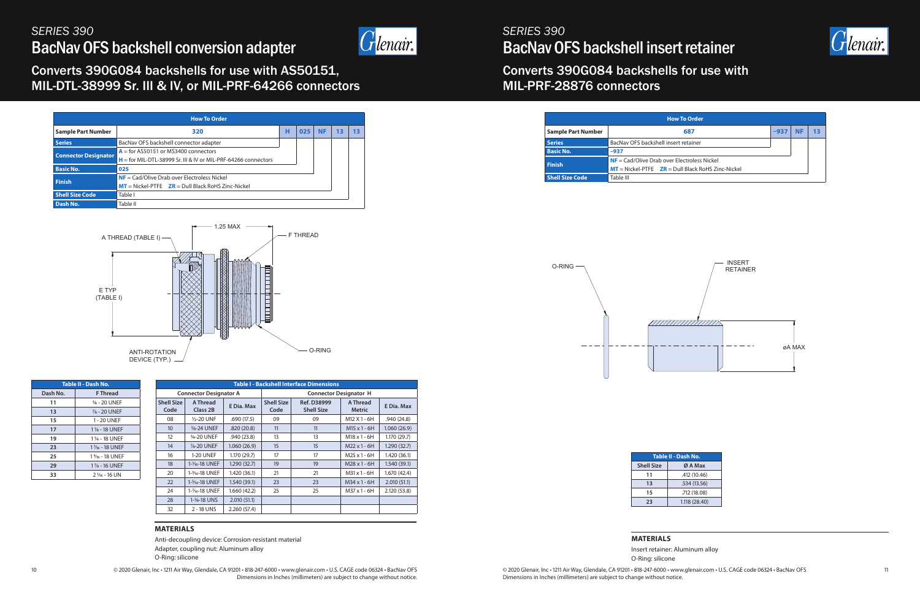# SERIES 390

## BacNav OFS backshell conversion adapter

### Converts 390G084 backshells for use with AS50151, MIL-DTL-38999 Sr. III & IV, or MIL-PRF-64266 connectors

| How To Order | | | | | | |
|---|---|---|---|---|---|---|
| Sample Part Number | 320 | H | 025 | NF | 13 | 13 |
| Series | BacNav OFS backshell connector adapter | | | | | |
| Connector Designator | A = for AS50151 or MS3400 connectors<br>H = for MIL-DTL-38999 Sr. III & IV or MIL-PRF-64266 connectors | | | | | |
| Basic No. | 025 | | | | | |
| Finish | NF = Cad/Olive Drab over Electroless Nickel<br>MT = Nickel-PTFE ZR = Dull Black RoHS Zinc-Nickel | | | | | |
| Shell Size Code | Table I | | | | | |
| Dash No. | Table II | | | | | |

1.25 MAX
A THREAD (TABLE I)
F THREAD
E TYP (TABLE I)
ANTI-ROTATION DEVICE (TYP.)
O-RING

| Table II - Dash No. | |
|---|---|
| Dash No. | F Thread |
| 11 | ¾ - 20 UNEF |
| 13 | ⅞ - 20 UNEF |
| 15 | 1 - 20 UNEF |
| 17 | 1 ⅛ - 18 UNEF |
| 19 | 1 ¼ - 18 UNEF |
| 23 | 1 ⁷⁄₁₆ - 18 UNEF |
| 25 | 1 ⁹⁄₁₆ - 18 UNEF |
| 29 | 1 ⅞ - 16 UNEF |
| 33 | 2 ¹⁄₁₆ - 16 UN |

| Table I - Backshell Interface Dimensions | | | | | | |
|---|---|---|---|---|---|---|
| Connector Designator A | | | Connector Designator H | | | |
| Shell Size Code | A Thread Class 2B | E Dia. Max | Shell Size Code | Ref. D38999 Shell Size | A Thread Metric | E Dia. Max |
| 08 | ½-20 UNF | .690 (17.5) | 09 | 09 | M12 X 1 - 6H | .940 (24.8) |
| 10 | ⅝-24 UNEF | .820 (20.8) | 11 | 11 | M15 x 1 - 6H | 1.060 (26.9) |
| 12 | ¾-20 UNEF | .940 (23.8) | 13 | 13 | M18 x 1 - 6H | 1.170 (29.7) |
| 14 | ⅞-20 UNEF | 1.060 (26.9) | 15 | 15 | M22 x 1 - 6H | 1.290 (32.7) |
| 16 | 1-20 UNEF | 1.170 (29.7) | 17 | 17 | M25 x 1 - 6H | 1.420 (36.1) |
| 18 | 1-³⁄₁₆-18 UNEF | 1.290 (32.7) | 19 | 19 | M28 x 1 - 6H | 1.540 (39.1) |
| 20 | 1-⁵⁄₁₆-18 UNEF | 1.420 (36.1) | 21 | 21 | M31 x 1 - 6H | 1.670 (42.4) |
| 22 | 1-⁷⁄₁₆-18 UNEF | 1.540 (39.1) | 23 | 23 | M34 x 1 - 6H | 2.010 (51.1) |
| 24 | 1-⁹⁄₁₆-18 UNEF | 1.660 (42.2) | 25 | 25 | M37 x 1 - 6H | 2.120 (53.8) |
| 28 | 1-¾-18 UNS | 2.010 (51.1) | | | | |
| 32 | 2 - 18 UNS | 2.260 (57.4) | | | | |

### MATERIALS

Anti-decoupling device: Corrosion-resistant material
Adapter, coupling nut: Aluminum alloy
O-Ring: silicone

# SERIES 390

## BacNav OFS backshell insert retainer

### Converts 390G084 backshells for use with MIL-PRF-28876 connectors

| How To Order | | | | |
|---|---|---|---|---|
| Sample Part Number | 687 | –937 | NF | 13 |
| Series | BacNav OFS backshell insert retainer | | | |
| Basic No. | –937 | | | |
| Finish | NF = Cad/Olive Drab over Electroless Nickel<br>MT = Nickel-PTFE ZR = Dull Black RoHS Zinc-Nickel | | | |
| Shell Size Code | Table III | | | |

O-RING
INSERT RETAINER
øA MAX

| Table II - Dash No. | |
|---|---|
| Shell Size | Ø A Max |
| 11 | .412 (10.46) |
| 13 | .534 (13.56) |
| 15 | .712 (18.08) |
| 23 | 1.118 (28.40) |

### MATERIALS

Insert retainer: Aluminum alloy
O-Ring: silicone

© 2020 Glenair, Inc • 1211 Air Way, Glendale, CA 91201 • 818-247-6000 • www.glenair.com • U.S. CAGE code 06324 • BacNav OFS
Dimensions in Inches (millimeters) are subject to change without notice.